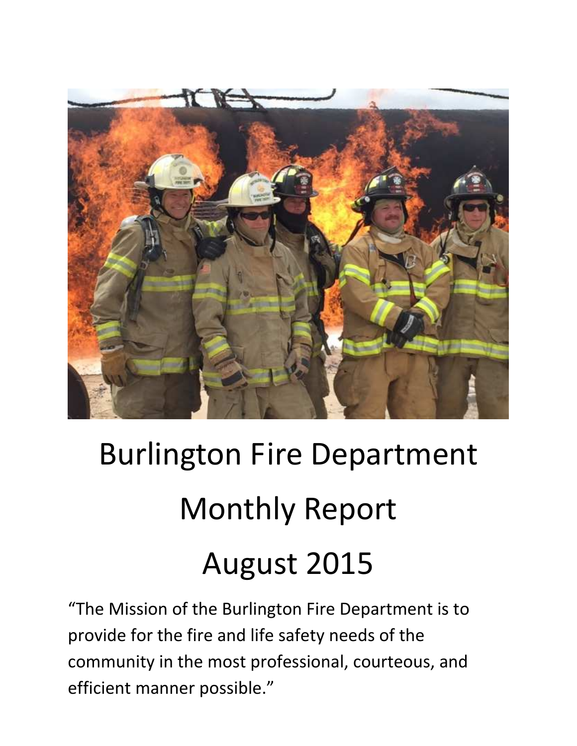# Burlington Fire Department

# Monthly Report

# August 2015

"The Mission of the Burlington Fire Department is to provide for the fire and life safety needs of the community in the most professional, courteous, and efficient manner possible."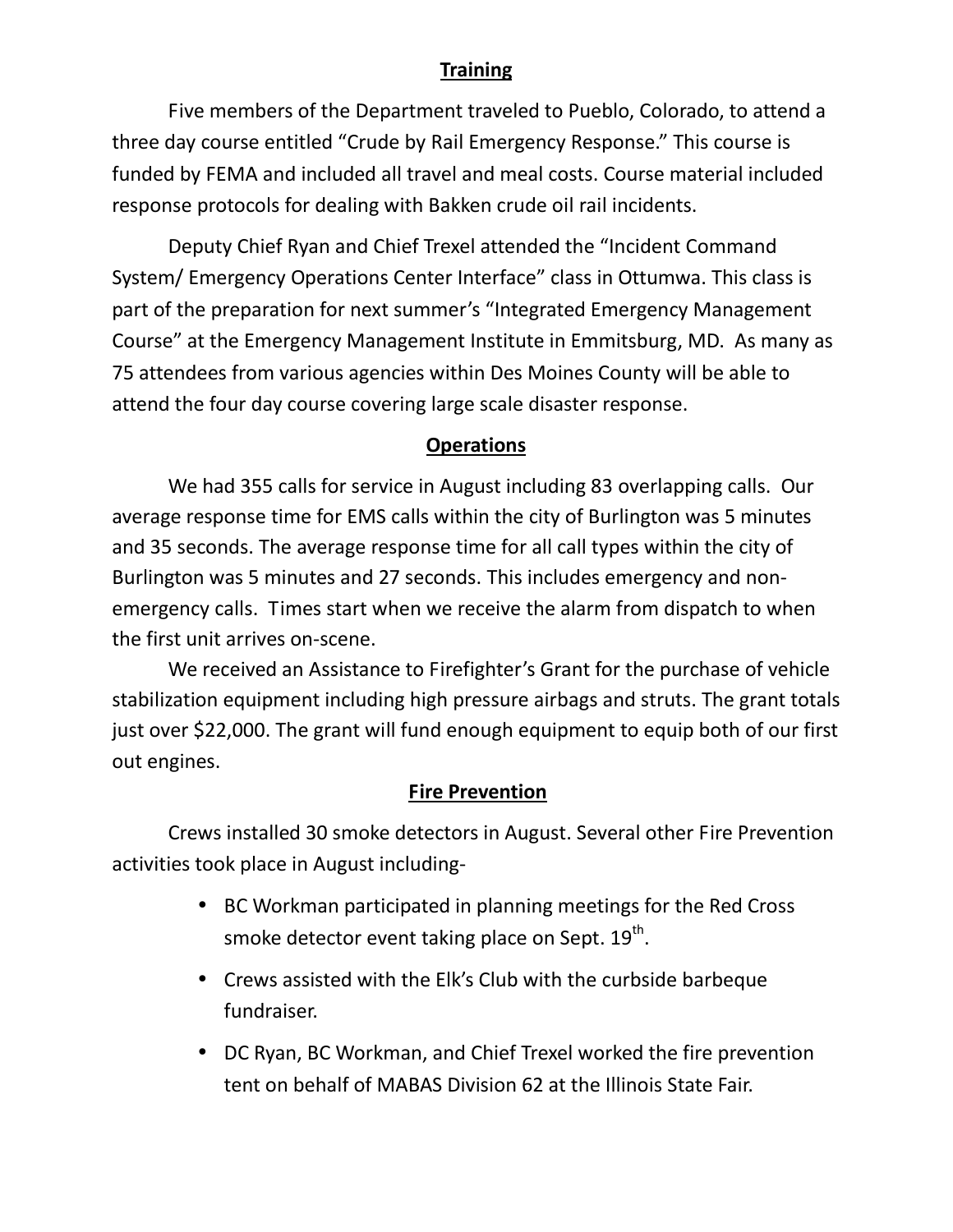## Training

Five members of the Department traveled to Pueblo, Colorado, to attend a three day course entitled "Crude by Rail Emergency Response." This course is funded by FEMA and included all travel and meal costs. Course material included response protocols for dealing with Bakken crude oil rail incidents.

Deputy Chief Ryan and Chief Trexel attended the "Incident Command System/ Emergency Operations Center Interface" class in Ottumwa. This class is part of the preparation for next summer's "Integrated Emergency Management Course" at the Emergency Management Institute in Emmitsburg, MD. As many as 75 attendees from various agencies within Des Moines County will be able to attend the four day course covering large scale disaster response.

## Operations

We had 355 calls for service in August including 83 overlapping calls. Our average response time for EMS calls within the city of Burlington was 5 minutes and 35 seconds. The average response time for all call types within the city of Burlington was 5 minutes and 27 seconds. This includes emergency and non-emergency calls. Times start when we receive the alarm from dispatch to when the first unit arrives on-scene.

We received an Assistance to Firefighter's Grant for the purchase of vehicle stabilization equipment including high pressure airbags and struts. The grant totals just over $22,000. The grant will fund enough equipment to equip both of our first out engines.

## Fire Prevention

Crews installed 30 smoke detectors in August. Several other Fire Prevention activities took place in August including-

- BC Workman participated in planning meetings for the Red Cross smoke detector event taking place on Sept. 19th.
- Crews assisted with the Elk's Club with the curbside barbeque fundraiser.
- DC Ryan, BC Workman, and Chief Trexel worked the fire prevention tent on behalf of MABAS Division 62 at the Illinois State Fair.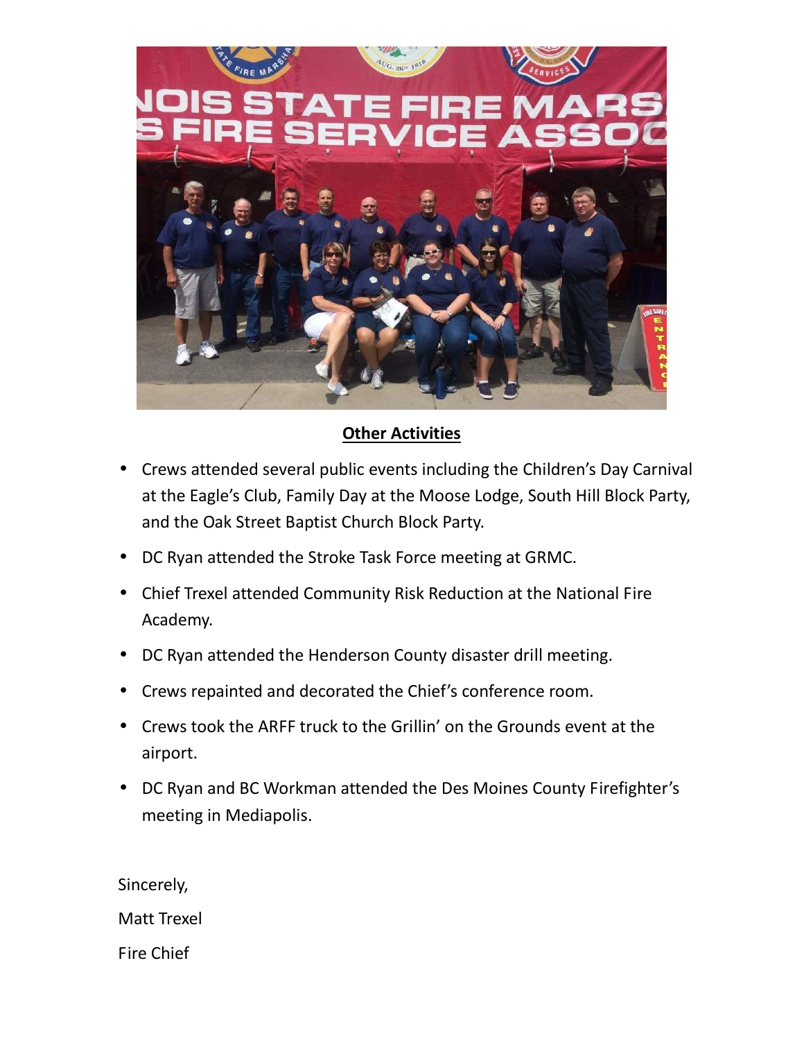**Other Activities**

- Crews attended several public events including the Children's Day Carnival at the Eagle's Club, Family Day at the Moose Lodge, South Hill Block Party, and the Oak Street Baptist Church Block Party.
- DC Ryan attended the Stroke Task Force meeting at GRMC.
- Chief Trexel attended Community Risk Reduction at the National Fire Academy.
- DC Ryan attended the Henderson County disaster drill meeting.
- Crews repainted and decorated the Chief's conference room.
- Crews took the ARFF truck to the Grillin' on the Grounds event at the airport.
- DC Ryan and BC Workman attended the Des Moines County Firefighter's meeting in Mediapolis.

Sincerely,

Matt Trexel

Fire Chief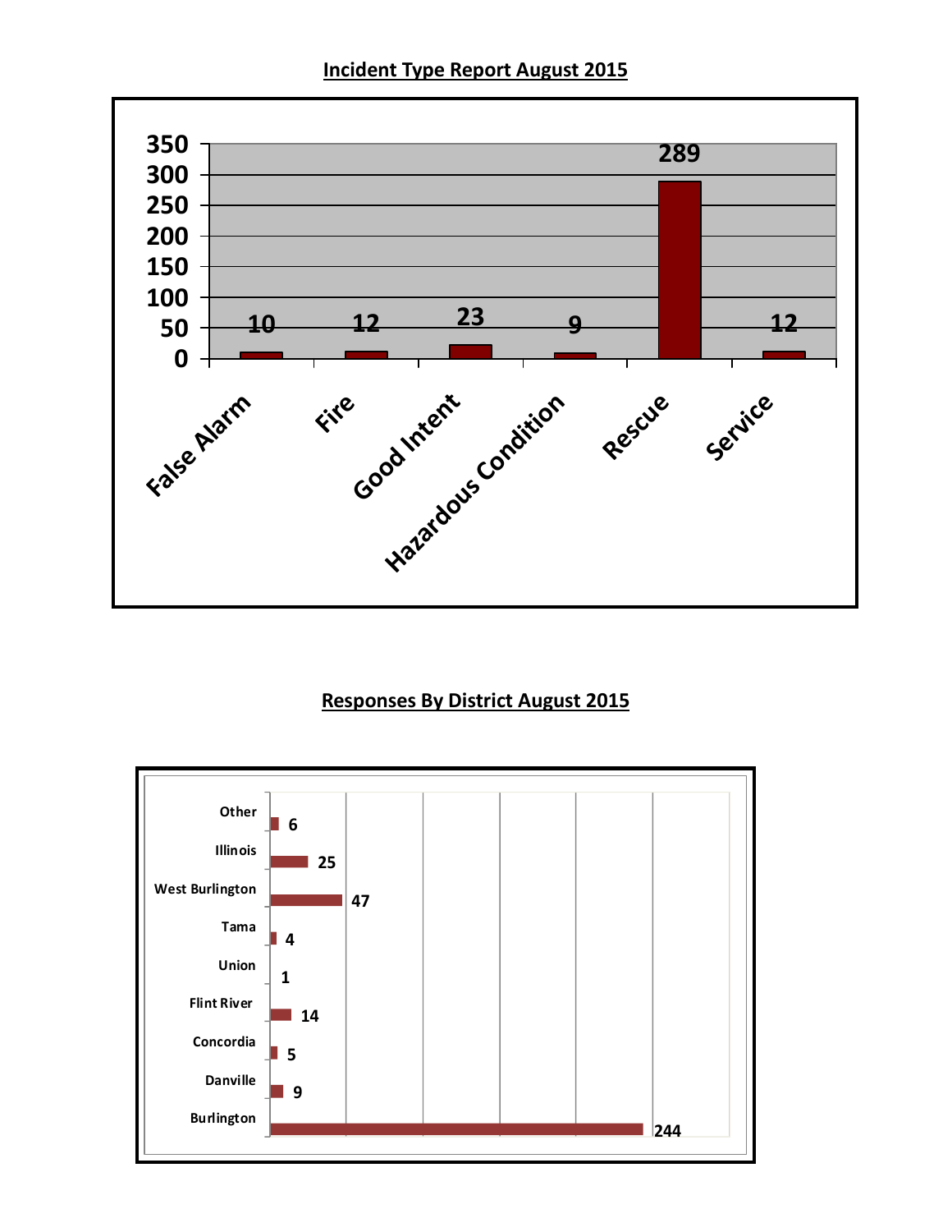## Incident Type Report August 2015

| Incident Type | Count |
|---|---|
| False Alarm | 10 |
| Fire | 12 |
| Good Intent | 23 |
| Hazardous Condition | 9 |
| Rescue | 289 |
| Service | 12 |

## Responses By District August 2015

| District | Responses |
|---|---|
| Other | 6 |
| Illinois | 25 |
| West Burlington | 47 |
| Tama | 4 |
| Union | 1 |
| Flint River | 14 |
| Concordia | 5 |
| Danville | 9 |
| Burlington | 244 |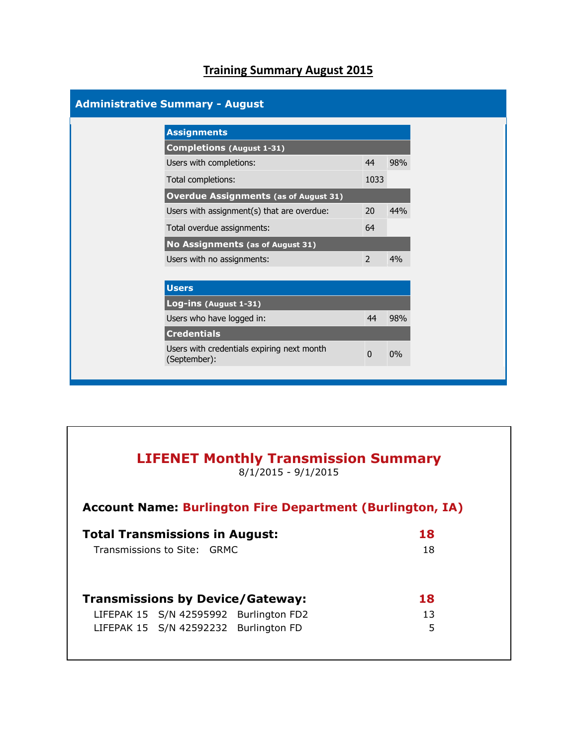# Training Summary August 2015

## Administrative Summary - August

| Assignments | | |
|---|---|---|
| **Completions** (August 1-31) | | |
| Users with completions: | 44 | 98% |
| Total completions: | 1033 | |
| **Overdue Assignments** (as of August 31) | | |
| Users with assignment(s) that are overdue: | 20 | 44% |
| Total overdue assignments: | 64 | |
| **No Assignments** (as of August 31) | | |
| Users with no assignments: | 2 | 4% |

| Users | | |
|---|---|---|
| **Log-ins** (August 1-31) | | |
| Users who have logged in: | 44 | 98% |
| **Credentials** | | |
| Users with credentials expiring next month (September): | 0 | 0% |

## LIFENET Monthly Transmission Summary

8/1/2015 - 9/1/2015

**Account Name:** Burlington Fire Department (Burlington, IA)

| | |
|---|---|
| **Total Transmissions in August:** | **18** |
| Transmissions to Site: GRMC | 18 |

| | |
|---|---|
| **Transmissions by Device/Gateway:** | **18** |
| LIFEPAK 15 S/N 42595992 Burlington FD2 | 13 |
| LIFEPAK 15 S/N 42592232 Burlington FD | 5 |